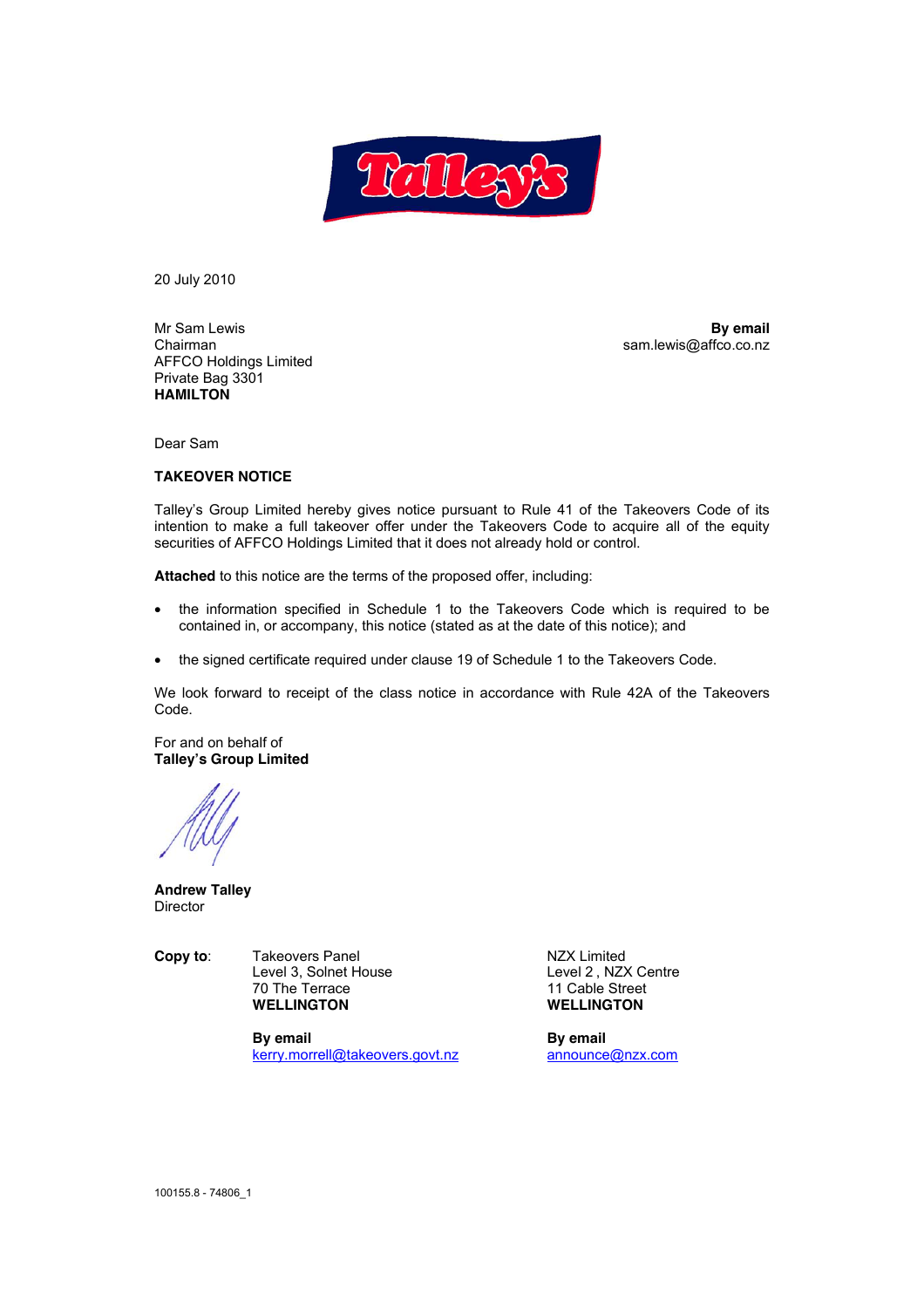20 July 2010

Mr Sam Lewis
Chairman
AFFCO Holdings Limited
Private Bag 3301
**HAMILTON**

**By email**
sam.lewis@affco.co.nz

Dear Sam

**TAKEOVER NOTICE**

Talley's Group Limited hereby gives notice pursuant to Rule 41 of the Takeovers Code of its intention to make a full takeover offer under the Takeovers Code to acquire all of the equity securities of AFFCO Holdings Limited that it does not already hold or control.

**Attached** to this notice are the terms of the proposed offer, including:

- the information specified in Schedule 1 to the Takeovers Code which is required to be contained in, or accompany, this notice (stated as at the date of this notice); and
- the signed certificate required under clause 19 of Schedule 1 to the Takeovers Code.

We look forward to receipt of the class notice in accordance with Rule 42A of the Takeovers Code.

For and on behalf of
**Talley's Group Limited**

**Andrew Talley**
Director

**Copy to**:

Takeovers Panel
Level 3, Solnet House
70 The Terrace
**WELLINGTON**

**By email**
kerry.morrell@takeovers.govt.nz

NZX Limited
Level 2 , NZX Centre
11 Cable Street
**WELLINGTON**

**By email**
announce@nzx.com

100155.8 - 74806_1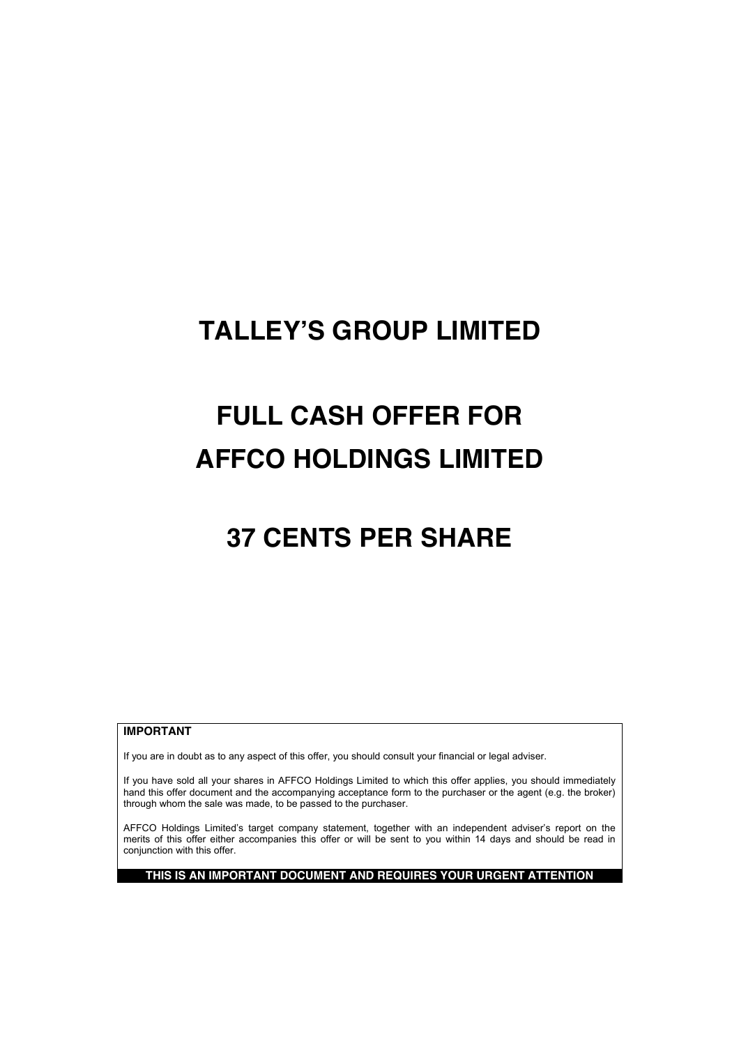# TALLEY'S GROUP LIMITED

# FULL CASH OFFER FOR AFFCO HOLDINGS LIMITED

# 37 CENTS PER SHARE

**IMPORTANT**

If you are in doubt as to any aspect of this offer, you should consult your financial or legal adviser.

If you have sold all your shares in AFFCO Holdings Limited to which this offer applies, you should immediately hand this offer document and the accompanying acceptance form to the purchaser or the agent (e.g. the broker) through whom the sale was made, to be passed to the purchaser.

AFFCO Holdings Limited's target company statement, together with an independent adviser's report on the merits of this offer either accompanies this offer or will be sent to you within 14 days and should be read in conjunction with this offer.

**THIS IS AN IMPORTANT DOCUMENT AND REQUIRES YOUR URGENT ATTENTION**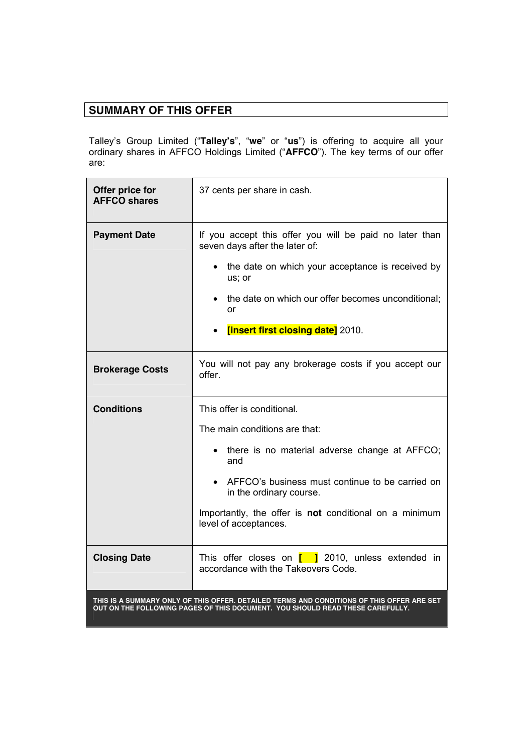## SUMMARY OF THIS OFFER

Talley's Group Limited ("**Talley's**", "**we**" or "**us**") is offering to acquire all your ordinary shares in AFFCO Holdings Limited ("**AFFCO**"). The key terms of our offer are:

| | |
|---|---|
| **Offer price for AFFCO shares** | 37 cents per share in cash. |
| **Payment Date** | If you accept this offer you will be paid no later than seven days after the later of:<br>• the date on which your acceptance is received by us; or<br>• the date on which our offer becomes unconditional; or<br>• **[insert first closing date]** 2010. |
| **Brokerage Costs** | You will not pay any brokerage costs if you accept our offer. |
| **Conditions** | This offer is conditional.<br>The main conditions are that:<br>• there is no material adverse change at AFFCO; and<br>• AFFCO's business must continue to be carried on in the ordinary course.<br>Importantly, the offer is **not** conditional on a minimum level of acceptances. |
| **Closing Date** | This offer closes on **[ ]** 2010, unless extended in accordance with the Takeovers Code. |

**THIS IS A SUMMARY ONLY OF THIS OFFER. DETAILED TERMS AND CONDITIONS OF THIS OFFER ARE SET OUT ON THE FOLLOWING PAGES OF THIS DOCUMENT. YOU SHOULD READ THESE CAREFULLY.**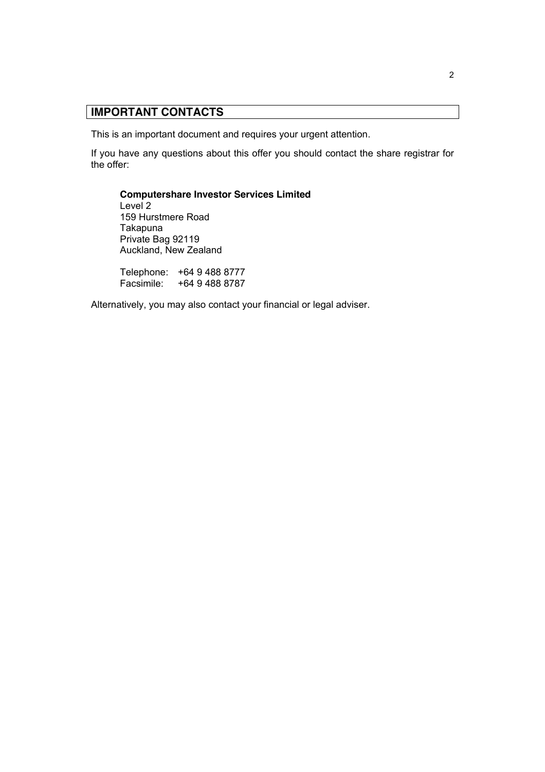## IMPORTANT CONTACTS

This is an important document and requires your urgent attention.

If you have any questions about this offer you should contact the share registrar for the offer:

**Computershare Investor Services Limited**
Level 2
159 Hurstmere Road
Takapuna
Private Bag 92119
Auckland, New Zealand

Telephone: +64 9 488 8777
Facsimile: +64 9 488 8787

Alternatively, you may also contact your financial or legal adviser.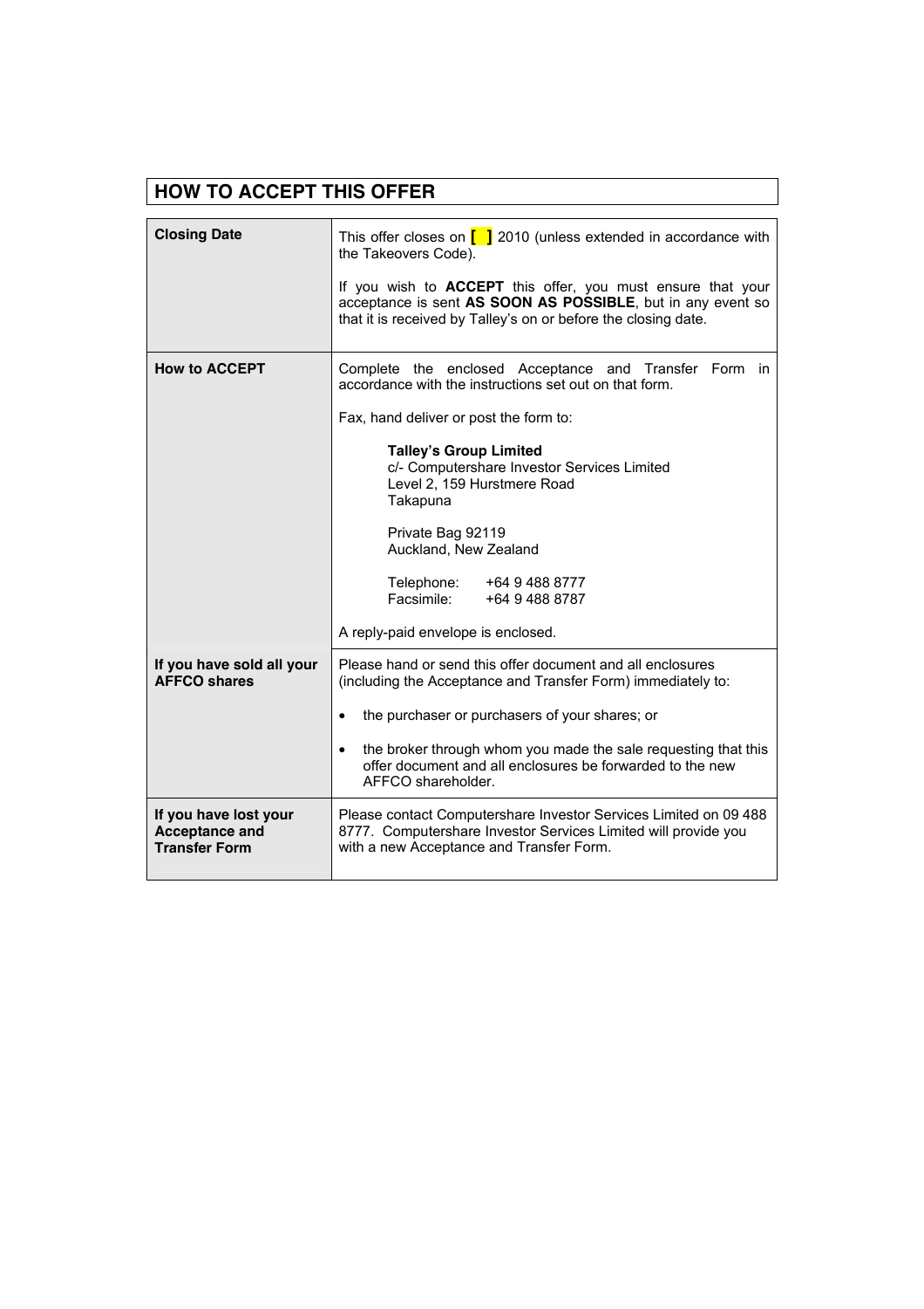## HOW TO ACCEPT THIS OFFER

| | |
|---|---|
| **Closing Date** | This offer closes on [ ] 2010 (unless extended in accordance with the Takeovers Code).<br><br>If you wish to **ACCEPT** this offer, you must ensure that your acceptance is sent **AS SOON AS POSSIBLE**, but in any event so that it is received by Talley's on or before the closing date. |
| **How to ACCEPT** | Complete the enclosed Acceptance and Transfer Form in accordance with the instructions set out on that form.<br><br>Fax, hand deliver or post the form to:<br><br>**Talley's Group Limited**<br>c/- Computershare Investor Services Limited<br>Level 2, 159 Hurstmere Road<br>Takapuna<br><br>Private Bag 92119<br>Auckland, New Zealand<br><br>Telephone: +64 9 488 8777<br>Facsimile: +64 9 488 8787<br><br>A reply-paid envelope is enclosed. |
| **If you have sold all your AFFCO shares** | Please hand or send this offer document and all enclosures (including the Acceptance and Transfer Form) immediately to:<br><br>• the purchaser or purchasers of your shares; or<br><br>• the broker through whom you made the sale requesting that this offer document and all enclosures be forwarded to the new AFFCO shareholder. |
| **If you have lost your Acceptance and Transfer Form** | Please contact Computershare Investor Services Limited on 09 488 8777. Computershare Investor Services Limited will provide you with a new Acceptance and Transfer Form. |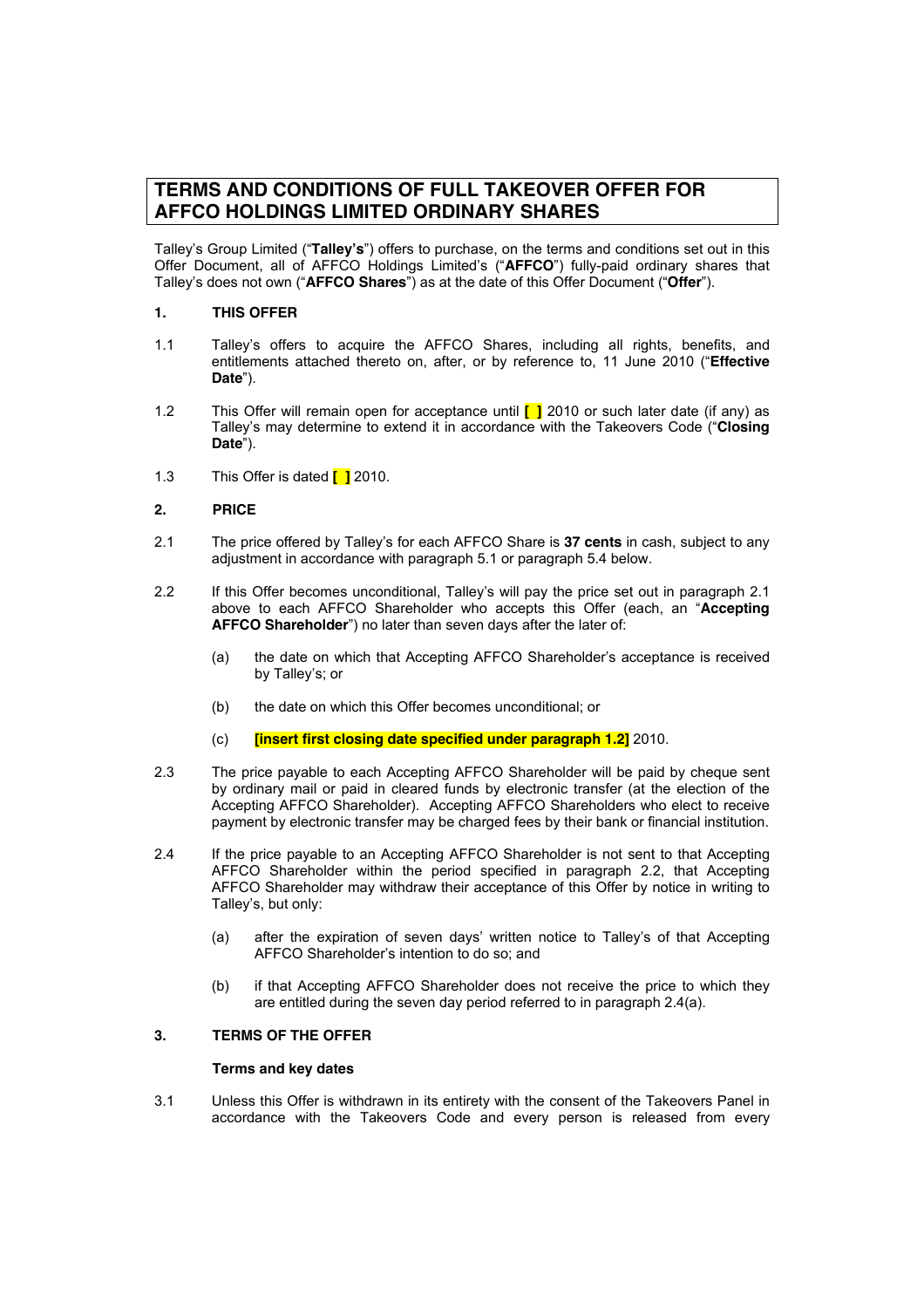# TERMS AND CONDITIONS OF FULL TAKEOVER OFFER FOR AFFCO HOLDINGS LIMITED ORDINARY SHARES

Talley's Group Limited ("**Talley's**") offers to purchase, on the terms and conditions set out in this Offer Document, all of AFFCO Holdings Limited's ("**AFFCO**") fully-paid ordinary shares that Talley's does not own ("**AFFCO Shares**") as at the date of this Offer Document ("**Offer**").

## 1. THIS OFFER

1.1 Talley's offers to acquire the AFFCO Shares, including all rights, benefits, and entitlements attached thereto on, after, or by reference to, 11 June 2010 ("**Effective Date**").

1.2 This Offer will remain open for acceptance until **[ ]** 2010 or such later date (if any) as Talley's may determine to extend it in accordance with the Takeovers Code ("**Closing Date**").

1.3 This Offer is dated **[ ]** 2010.

## 2. PRICE

2.1 The price offered by Talley's for each AFFCO Share is **37 cents** in cash, subject to any adjustment in accordance with paragraph 5.1 or paragraph 5.4 below.

2.2 If this Offer becomes unconditional, Talley's will pay the price set out in paragraph 2.1 above to each AFFCO Shareholder who accepts this Offer (each, an "**Accepting AFFCO Shareholder**") no later than seven days after the later of:

(a) the date on which that Accepting AFFCO Shareholder's acceptance is received by Talley's; or

(b) the date on which this Offer becomes unconditional; or

(c) **[insert first closing date specified under paragraph 1.2]** 2010.

2.3 The price payable to each Accepting AFFCO Shareholder will be paid by cheque sent by ordinary mail or paid in cleared funds by electronic transfer (at the election of the Accepting AFFCO Shareholder). Accepting AFFCO Shareholders who elect to receive payment by electronic transfer may be charged fees by their bank or financial institution.

2.4 If the price payable to an Accepting AFFCO Shareholder is not sent to that Accepting AFFCO Shareholder within the period specified in paragraph 2.2, that Accepting AFFCO Shareholder may withdraw their acceptance of this Offer by notice in writing to Talley's, but only:

(a) after the expiration of seven days' written notice to Talley's of that Accepting AFFCO Shareholder's intention to do so; and

(b) if that Accepting AFFCO Shareholder does not receive the price to which they are entitled during the seven day period referred to in paragraph 2.4(a).

## 3. TERMS OF THE OFFER

### Terms and key dates

3.1 Unless this Offer is withdrawn in its entirety with the consent of the Takeovers Panel in accordance with the Takeovers Code and every person is released from every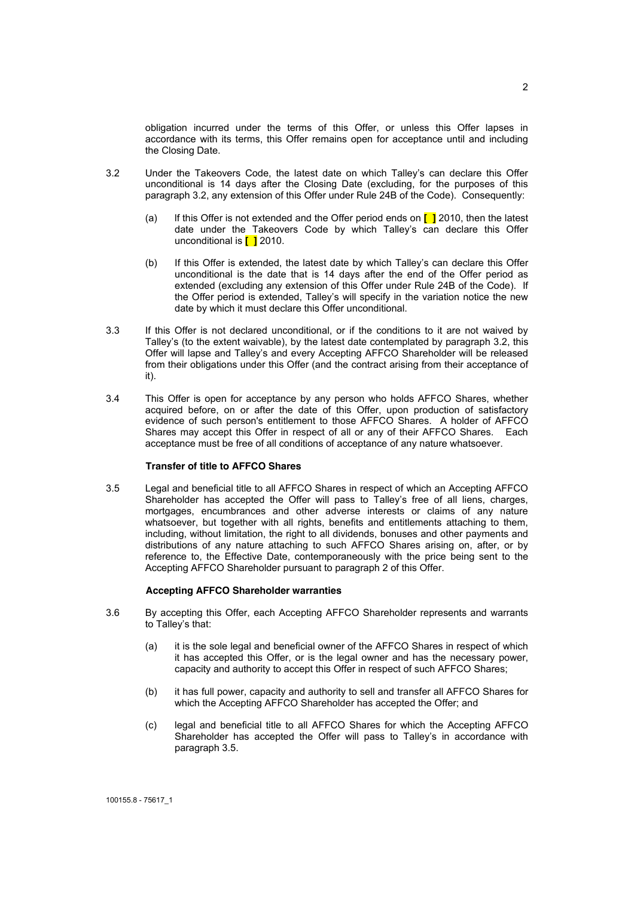obligation incurred under the terms of this Offer, or unless this Offer lapses in accordance with its terms, this Offer remains open for acceptance until and including the Closing Date.

3.2 Under the Takeovers Code, the latest date on which Talley's can declare this Offer unconditional is 14 days after the Closing Date (excluding, for the purposes of this paragraph 3.2, any extension of this Offer under Rule 24B of the Code). Consequently:

(a) If this Offer is not extended and the Offer period ends on **[ ]** 2010, then the latest date under the Takeovers Code by which Talley's can declare this Offer unconditional is **[ ]** 2010.

(b) If this Offer is extended, the latest date by which Talley's can declare this Offer unconditional is the date that is 14 days after the end of the Offer period as extended (excluding any extension of this Offer under Rule 24B of the Code). If the Offer period is extended, Talley's will specify in the variation notice the new date by which it must declare this Offer unconditional.

3.3 If this Offer is not declared unconditional, or if the conditions to it are not waived by Talley's (to the extent waivable), by the latest date contemplated by paragraph 3.2, this Offer will lapse and Talley's and every Accepting AFFCO Shareholder will be released from their obligations under this Offer (and the contract arising from their acceptance of it).

3.4 This Offer is open for acceptance by any person who holds AFFCO Shares, whether acquired before, on or after the date of this Offer, upon production of satisfactory evidence of such person's entitlement to those AFFCO Shares. A holder of AFFCO Shares may accept this Offer in respect of all or any of their AFFCO Shares. Each acceptance must be free of all conditions of acceptance of any nature whatsoever.

**Transfer of title to AFFCO Shares**

3.5 Legal and beneficial title to all AFFCO Shares in respect of which an Accepting AFFCO Shareholder has accepted the Offer will pass to Talley's free of all liens, charges, mortgages, encumbrances and other adverse interests or claims of any nature whatsoever, but together with all rights, benefits and entitlements attaching to them, including, without limitation, the right to all dividends, bonuses and other payments and distributions of any nature attaching to such AFFCO Shares arising on, after, or by reference to, the Effective Date, contemporaneously with the price being sent to the Accepting AFFCO Shareholder pursuant to paragraph 2 of this Offer.

**Accepting AFFCO Shareholder warranties**

3.6 By accepting this Offer, each Accepting AFFCO Shareholder represents and warrants to Talley's that:

(a) it is the sole legal and beneficial owner of the AFFCO Shares in respect of which it has accepted this Offer, or is the legal owner and has the necessary power, capacity and authority to accept this Offer in respect of such AFFCO Shares;

(b) it has full power, capacity and authority to sell and transfer all AFFCO Shares for which the Accepting AFFCO Shareholder has accepted the Offer; and

(c) legal and beneficial title to all AFFCO Shares for which the Accepting AFFCO Shareholder has accepted the Offer will pass to Talley's in accordance with paragraph 3.5.

100155.8 - 75617_1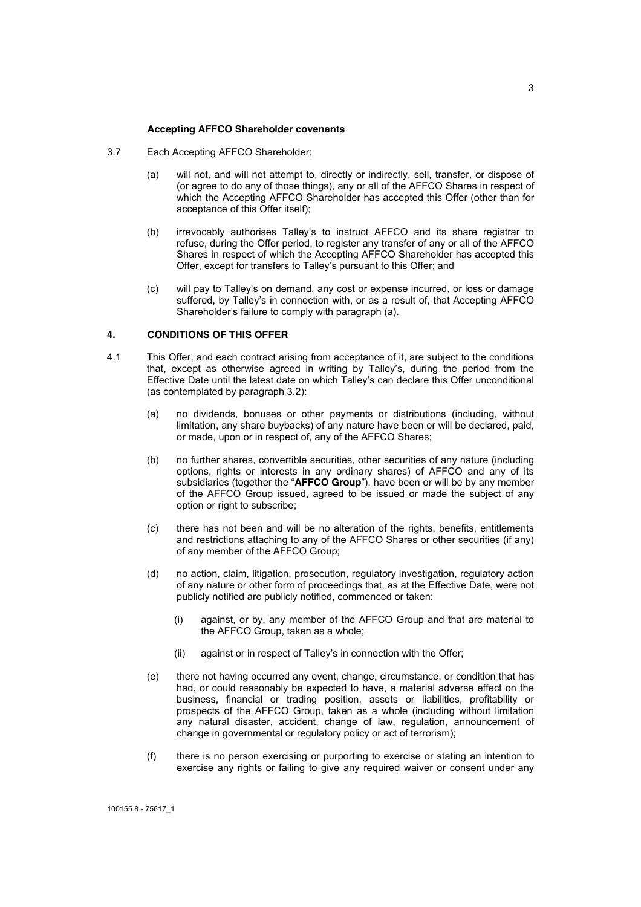#### Accepting AFFCO Shareholder covenants

3.7 Each Accepting AFFCO Shareholder:

(a) will not, and will not attempt to, directly or indirectly, sell, transfer, or dispose of (or agree to do any of those things), any or all of the AFFCO Shares in respect of which the Accepting AFFCO Shareholder has accepted this Offer (other than for acceptance of this Offer itself);

(b) irrevocably authorises Talley's to instruct AFFCO and its share registrar to refuse, during the Offer period, to register any transfer of any or all of the AFFCO Shares in respect of which the Accepting AFFCO Shareholder has accepted this Offer, except for transfers to Talley's pursuant to this Offer; and

(c) will pay to Talley's on demand, any cost or expense incurred, or loss or damage suffered, by Talley's in connection with, or as a result of, that Accepting AFFCO Shareholder's failure to comply with paragraph (a).

## 4. CONDITIONS OF THIS OFFER

4.1 This Offer, and each contract arising from acceptance of it, are subject to the conditions that, except as otherwise agreed in writing by Talley's, during the period from the Effective Date until the latest date on which Talley's can declare this Offer unconditional (as contemplated by paragraph 3.2):

(a) no dividends, bonuses or other payments or distributions (including, without limitation, any share buybacks) of any nature have been or will be declared, paid, or made, upon or in respect of, any of the AFFCO Shares;

(b) no further shares, convertible securities, other securities of any nature (including options, rights or interests in any ordinary shares) of AFFCO and any of its subsidiaries (together the "**AFFCO Group**"), have been or will be by any member of the AFFCO Group issued, agreed to be issued or made the subject of any option or right to subscribe;

(c) there has not been and will be no alteration of the rights, benefits, entitlements and restrictions attaching to any of the AFFCO Shares or other securities (if any) of any member of the AFFCO Group;

(d) no action, claim, litigation, prosecution, regulatory investigation, regulatory action of any nature or other form of proceedings that, as at the Effective Date, were not publicly notified are publicly notified, commenced or taken:

   (i) against, or by, any member of the AFFCO Group and that are material to the AFFCO Group, taken as a whole;

   (ii) against or in respect of Talley's in connection with the Offer;

(e) there not having occurred any event, change, circumstance, or condition that has had, or could reasonably be expected to have, a material adverse effect on the business, financial or trading position, assets or liabilities, profitability or prospects of the AFFCO Group, taken as a whole (including without limitation any natural disaster, accident, change of law, regulation, announcement of change in governmental or regulatory policy or act of terrorism);

(f) there is no person exercising or purporting to exercise or stating an intention to exercise any rights or failing to give any required waiver or consent under any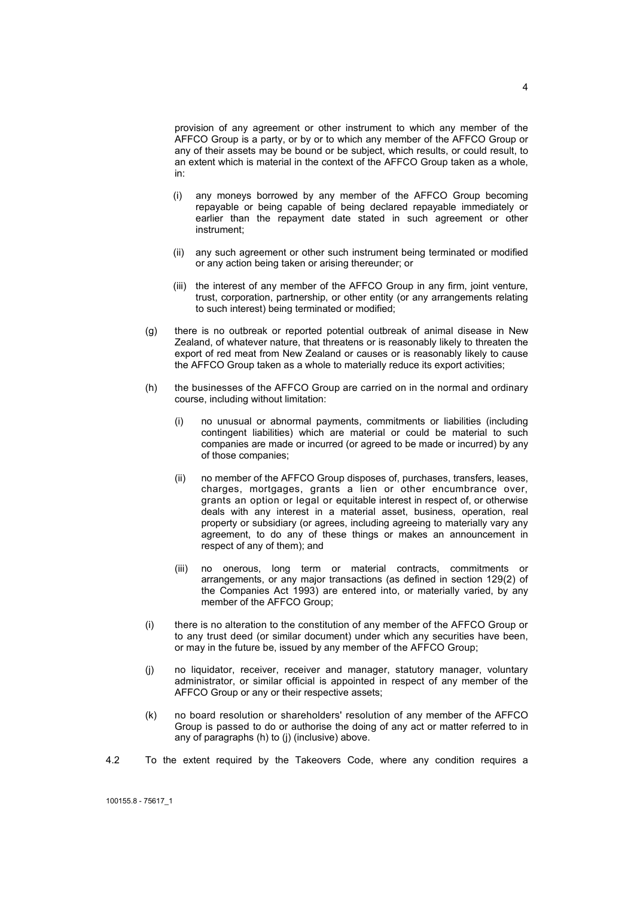provision of any agreement or other instrument to which any member of the AFFCO Group is a party, or by or to which any member of the AFFCO Group or any of their assets may be bound or be subject, which results, or could result, to an extent which is material in the context of the AFFCO Group taken as a whole, in:

(i) any moneys borrowed by any member of the AFFCO Group becoming repayable or being capable of being declared repayable immediately or earlier than the repayment date stated in such agreement or other instrument;

(ii) any such agreement or other such instrument being terminated or modified or any action being taken or arising thereunder; or

(iii) the interest of any member of the AFFCO Group in any firm, joint venture, trust, corporation, partnership, or other entity (or any arrangements relating to such interest) being terminated or modified;

(g) there is no outbreak or reported potential outbreak of animal disease in New Zealand, of whatever nature, that threatens or is reasonably likely to threaten the export of red meat from New Zealand or causes or is reasonably likely to cause the AFFCO Group taken as a whole to materially reduce its export activities;

(h) the businesses of the AFFCO Group are carried on in the normal and ordinary course, including without limitation:

(i) no unusual or abnormal payments, commitments or liabilities (including contingent liabilities) which are material or could be material to such companies are made or incurred (or agreed to be made or incurred) by any of those companies;

(ii) no member of the AFFCO Group disposes of, purchases, transfers, leases, charges, mortgages, grants a lien or other encumbrance over, grants an option or legal or equitable interest in respect of, or otherwise deals with any interest in a material asset, business, operation, real property or subsidiary (or agrees, including agreeing to materially vary any agreement, to do any of these things or makes an announcement in respect of any of them); and

(iii) no onerous, long term or material contracts, commitments or arrangements, or any major transactions (as defined in section 129(2) of the Companies Act 1993) are entered into, or materially varied, by any member of the AFFCO Group;

(i) there is no alteration to the constitution of any member of the AFFCO Group or to any trust deed (or similar document) under which any securities have been, or may in the future be, issued by any member of the AFFCO Group;

(j) no liquidator, receiver, receiver and manager, statutory manager, voluntary administrator, or similar official is appointed in respect of any member of the AFFCO Group or any or their respective assets;

(k) no board resolution or shareholders' resolution of any member of the AFFCO Group is passed to do or authorise the doing of any act or matter referred to in any of paragraphs (h) to (j) (inclusive) above.

4.2 To the extent required by the Takeovers Code, where any condition requires a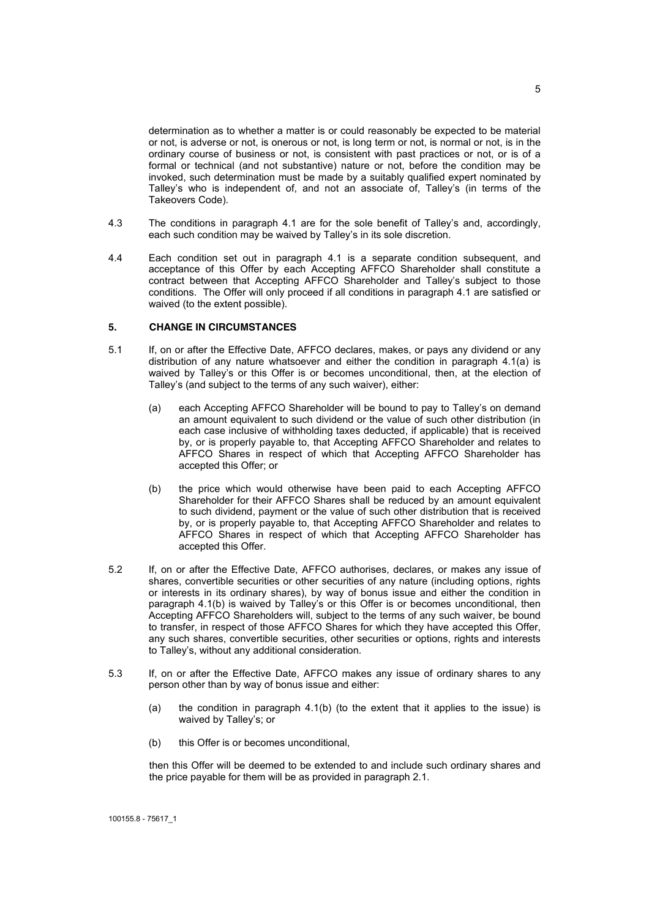determination as to whether a matter is or could reasonably be expected to be material or not, is adverse or not, is onerous or not, is long term or not, is normal or not, is in the ordinary course of business or not, is consistent with past practices or not, or is of a formal or technical (and not substantive) nature or not, before the condition may be invoked, such determination must be made by a suitably qualified expert nominated by Talley's who is independent of, and not an associate of, Talley's (in terms of the Takeovers Code).

4.3 The conditions in paragraph 4.1 are for the sole benefit of Talley's and, accordingly, each such condition may be waived by Talley's in its sole discretion.

4.4 Each condition set out in paragraph 4.1 is a separate condition subsequent, and acceptance of this Offer by each Accepting AFFCO Shareholder shall constitute a contract between that Accepting AFFCO Shareholder and Talley's subject to those conditions. The Offer will only proceed if all conditions in paragraph 4.1 are satisfied or waived (to the extent possible).

## 5. CHANGE IN CIRCUMSTANCES

5.1 If, on or after the Effective Date, AFFCO declares, makes, or pays any dividend or any distribution of any nature whatsoever and either the condition in paragraph 4.1(a) is waived by Talley's or this Offer is or becomes unconditional, then, at the election of Talley's (and subject to the terms of any such waiver), either:

(a) each Accepting AFFCO Shareholder will be bound to pay to Talley's on demand an amount equivalent to such dividend or the value of such other distribution (in each case inclusive of withholding taxes deducted, if applicable) that is received by, or is properly payable to, that Accepting AFFCO Shareholder and relates to AFFCO Shares in respect of which that Accepting AFFCO Shareholder has accepted this Offer; or

(b) the price which would otherwise have been paid to each Accepting AFFCO Shareholder for their AFFCO Shares shall be reduced by an amount equivalent to such dividend, payment or the value of such other distribution that is received by, or is properly payable to, that Accepting AFFCO Shareholder and relates to AFFCO Shares in respect of which that Accepting AFFCO Shareholder has accepted this Offer.

5.2 If, on or after the Effective Date, AFFCO authorises, declares, or makes any issue of shares, convertible securities or other securities of any nature (including options, rights or interests in its ordinary shares), by way of bonus issue and either the condition in paragraph 4.1(b) is waived by Talley's or this Offer is or becomes unconditional, then Accepting AFFCO Shareholders will, subject to the terms of any such waiver, be bound to transfer, in respect of those AFFCO Shares for which they have accepted this Offer, any such shares, convertible securities, other securities or options, rights and interests to Talley's, without any additional consideration.

5.3 If, on or after the Effective Date, AFFCO makes any issue of ordinary shares to any person other than by way of bonus issue and either:

(a) the condition in paragraph 4.1(b) (to the extent that it applies to the issue) is waived by Talley's; or

(b) this Offer is or becomes unconditional,

then this Offer will be deemed to be extended to and include such ordinary shares and the price payable for them will be as provided in paragraph 2.1.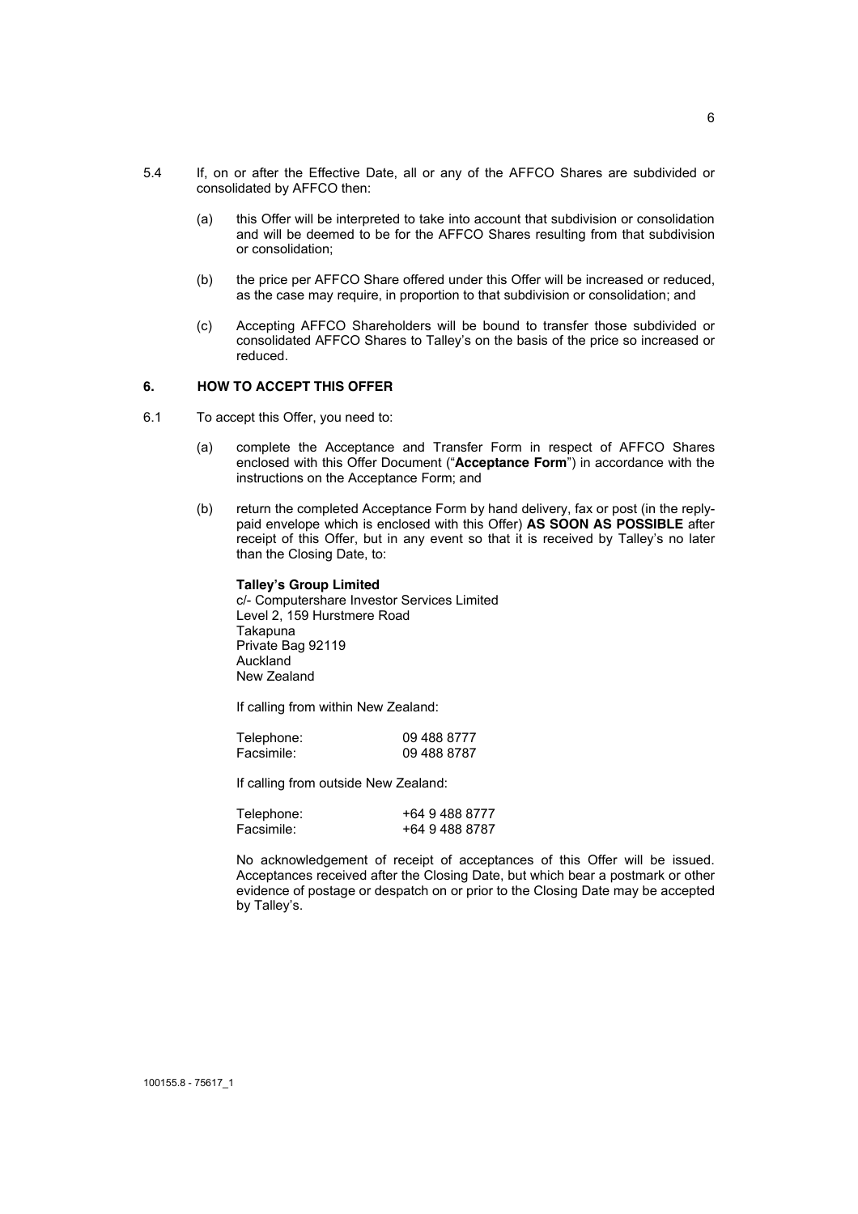5.4 If, on or after the Effective Date, all or any of the AFFCO Shares are subdivided or consolidated by AFFCO then:

(a) this Offer will be interpreted to take into account that subdivision or consolidation and will be deemed to be for the AFFCO Shares resulting from that subdivision or consolidation;

(b) the price per AFFCO Share offered under this Offer will be increased or reduced, as the case may require, in proportion to that subdivision or consolidation; and

(c) Accepting AFFCO Shareholders will be bound to transfer those subdivided or consolidated AFFCO Shares to Talley's on the basis of the price so increased or reduced.

## 6. HOW TO ACCEPT THIS OFFER

6.1 To accept this Offer, you need to:

(a) complete the Acceptance and Transfer Form in respect of AFFCO Shares enclosed with this Offer Document ("**Acceptance Form**") in accordance with the instructions on the Acceptance Form; and

(b) return the completed Acceptance Form by hand delivery, fax or post (in the reply-paid envelope which is enclosed with this Offer) **AS SOON AS POSSIBLE** after receipt of this Offer, but in any event so that it is received by Talley's no later than the Closing Date, to:

**Talley's Group Limited**
c/- Computershare Investor Services Limited
Level 2, 159 Hurstmere Road
Takapuna
Private Bag 92119
Auckland
New Zealand

If calling from within New Zealand:

| | |
|---|---|
| Telephone: | 09 488 8777 |
| Facsimile: | 09 488 8787 |

If calling from outside New Zealand:

| | |
|---|---|
| Telephone: | +64 9 488 8777 |
| Facsimile: | +64 9 488 8787 |

No acknowledgement of receipt of acceptances of this Offer will be issued. Acceptances received after the Closing Date, but which bear a postmark or other evidence of postage or despatch on or prior to the Closing Date may be accepted by Talley's.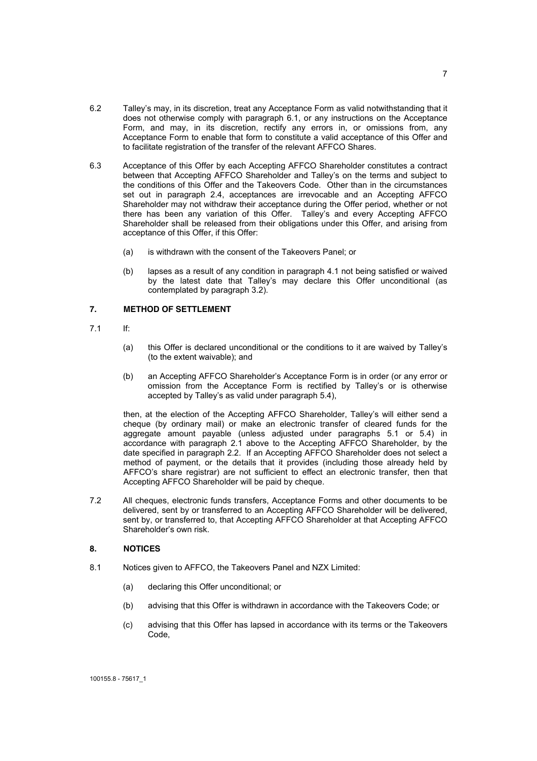6.2 Talley's may, in its discretion, treat any Acceptance Form as valid notwithstanding that it does not otherwise comply with paragraph 6.1, or any instructions on the Acceptance Form, and may, in its discretion, rectify any errors in, or omissions from, any Acceptance Form to enable that form to constitute a valid acceptance of this Offer and to facilitate registration of the transfer of the relevant AFFCO Shares.

6.3 Acceptance of this Offer by each Accepting AFFCO Shareholder constitutes a contract between that Accepting AFFCO Shareholder and Talley's on the terms and subject to the conditions of this Offer and the Takeovers Code. Other than in the circumstances set out in paragraph 2.4, acceptances are irrevocable and an Accepting AFFCO Shareholder may not withdraw their acceptance during the Offer period, whether or not there has been any variation of this Offer. Talley's and every Accepting AFFCO Shareholder shall be released from their obligations under this Offer, and arising from acceptance of this Offer, if this Offer:

(a) is withdrawn with the consent of the Takeovers Panel; or

(b) lapses as a result of any condition in paragraph 4.1 not being satisfied or waived by the latest date that Talley's may declare this Offer unconditional (as contemplated by paragraph 3.2).

## 7. METHOD OF SETTLEMENT

7.1 If:

(a) this Offer is declared unconditional or the conditions to it are waived by Talley's (to the extent waivable); and

(b) an Accepting AFFCO Shareholder's Acceptance Form is in order (or any error or omission from the Acceptance Form is rectified by Talley's or is otherwise accepted by Talley's as valid under paragraph 5.4),

then, at the election of the Accepting AFFCO Shareholder, Talley's will either send a cheque (by ordinary mail) or make an electronic transfer of cleared funds for the aggregate amount payable (unless adjusted under paragraphs 5.1 or 5.4) in accordance with paragraph 2.1 above to the Accepting AFFCO Shareholder, by the date specified in paragraph 2.2. If an Accepting AFFCO Shareholder does not select a method of payment, or the details that it provides (including those already held by AFFCO's share registrar) are not sufficient to effect an electronic transfer, then that Accepting AFFCO Shareholder will be paid by cheque.

7.2 All cheques, electronic funds transfers, Acceptance Forms and other documents to be delivered, sent by or transferred to an Accepting AFFCO Shareholder will be delivered, sent by, or transferred to, that Accepting AFFCO Shareholder at that Accepting AFFCO Shareholder's own risk.

## 8. NOTICES

8.1 Notices given to AFFCO, the Takeovers Panel and NZX Limited:

(a) declaring this Offer unconditional; or

(b) advising that this Offer is withdrawn in accordance with the Takeovers Code; or

(c) advising that this Offer has lapsed in accordance with its terms or the Takeovers Code,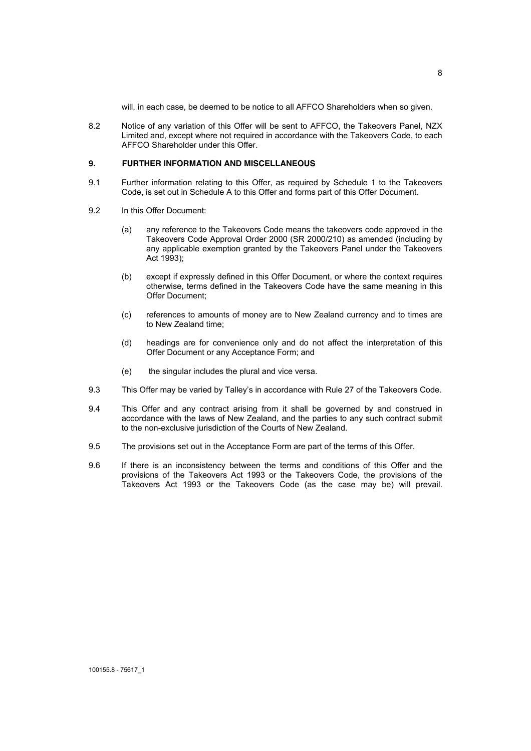will, in each case, be deemed to be notice to all AFFCO Shareholders when so given.

8.2 Notice of any variation of this Offer will be sent to AFFCO, the Takeovers Panel, NZX Limited and, except where not required in accordance with the Takeovers Code, to each AFFCO Shareholder under this Offer.

## 9. FURTHER INFORMATION AND MISCELLANEOUS

9.1 Further information relating to this Offer, as required by Schedule 1 to the Takeovers Code, is set out in Schedule A to this Offer and forms part of this Offer Document.

9.2 In this Offer Document:

(a) any reference to the Takeovers Code means the takeovers code approved in the Takeovers Code Approval Order 2000 (SR 2000/210) as amended (including by any applicable exemption granted by the Takeovers Panel under the Takeovers Act 1993);

(b) except if expressly defined in this Offer Document, or where the context requires otherwise, terms defined in the Takeovers Code have the same meaning in this Offer Document;

(c) references to amounts of money are to New Zealand currency and to times are to New Zealand time;

(d) headings are for convenience only and do not affect the interpretation of this Offer Document or any Acceptance Form; and

(e) the singular includes the plural and vice versa.

9.3 This Offer may be varied by Talley's in accordance with Rule 27 of the Takeovers Code.

9.4 This Offer and any contract arising from it shall be governed by and construed in accordance with the laws of New Zealand, and the parties to any such contract submit to the non-exclusive jurisdiction of the Courts of New Zealand.

9.5 The provisions set out in the Acceptance Form are part of the terms of this Offer.

9.6 If there is an inconsistency between the terms and conditions of this Offer and the provisions of the Takeovers Act 1993 or the Takeovers Code, the provisions of the Takeovers Act 1993 or the Takeovers Code (as the case may be) will prevail.

100155.8 - 75617_1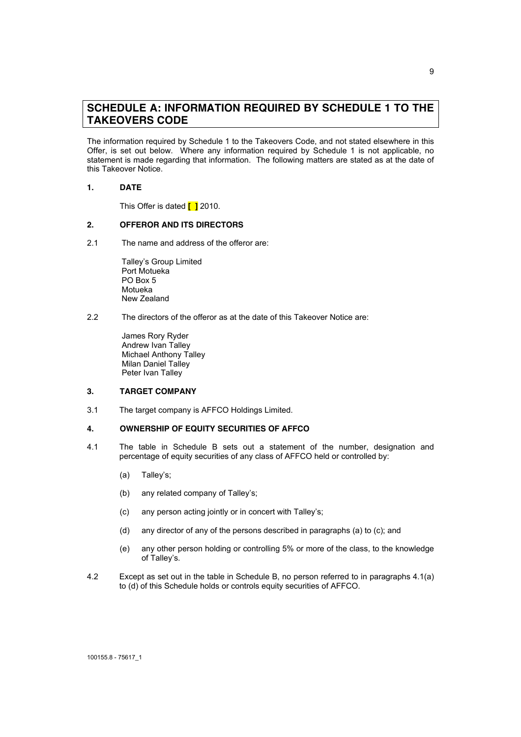# SCHEDULE A: INFORMATION REQUIRED BY SCHEDULE 1 TO THE TAKEOVERS CODE

The information required by Schedule 1 to the Takeovers Code, and not stated elsewhere in this Offer, is set out below. Where any information required by Schedule 1 is not applicable, no statement is made regarding that information. The following matters are stated as at the date of this Takeover Notice.

## 1. DATE

This Offer is dated **[ ]** 2010.

## 2. OFFEROR AND ITS DIRECTORS

2.1 The name and address of the offeror are:

Talley's Group Limited
Port Motueka
PO Box 5
Motueka
New Zealand

2.2 The directors of the offeror as at the date of this Takeover Notice are:

James Rory Ryder
Andrew Ivan Talley
Michael Anthony Talley
Milan Daniel Talley
Peter Ivan Talley

## 3. TARGET COMPANY

3.1 The target company is AFFCO Holdings Limited.

## 4. OWNERSHIP OF EQUITY SECURITIES OF AFFCO

4.1 The table in Schedule B sets out a statement of the number, designation and percentage of equity securities of any class of AFFCO held or controlled by:

(a) Talley's;

(b) any related company of Talley's;

(c) any person acting jointly or in concert with Talley's;

(d) any director of any of the persons described in paragraphs (a) to (c); and

(e) any other person holding or controlling 5% or more of the class, to the knowledge of Talley's.

4.2 Except as set out in the table in Schedule B, no person referred to in paragraphs 4.1(a) to (d) of this Schedule holds or controls equity securities of AFFCO.

100155.8 - 75617_1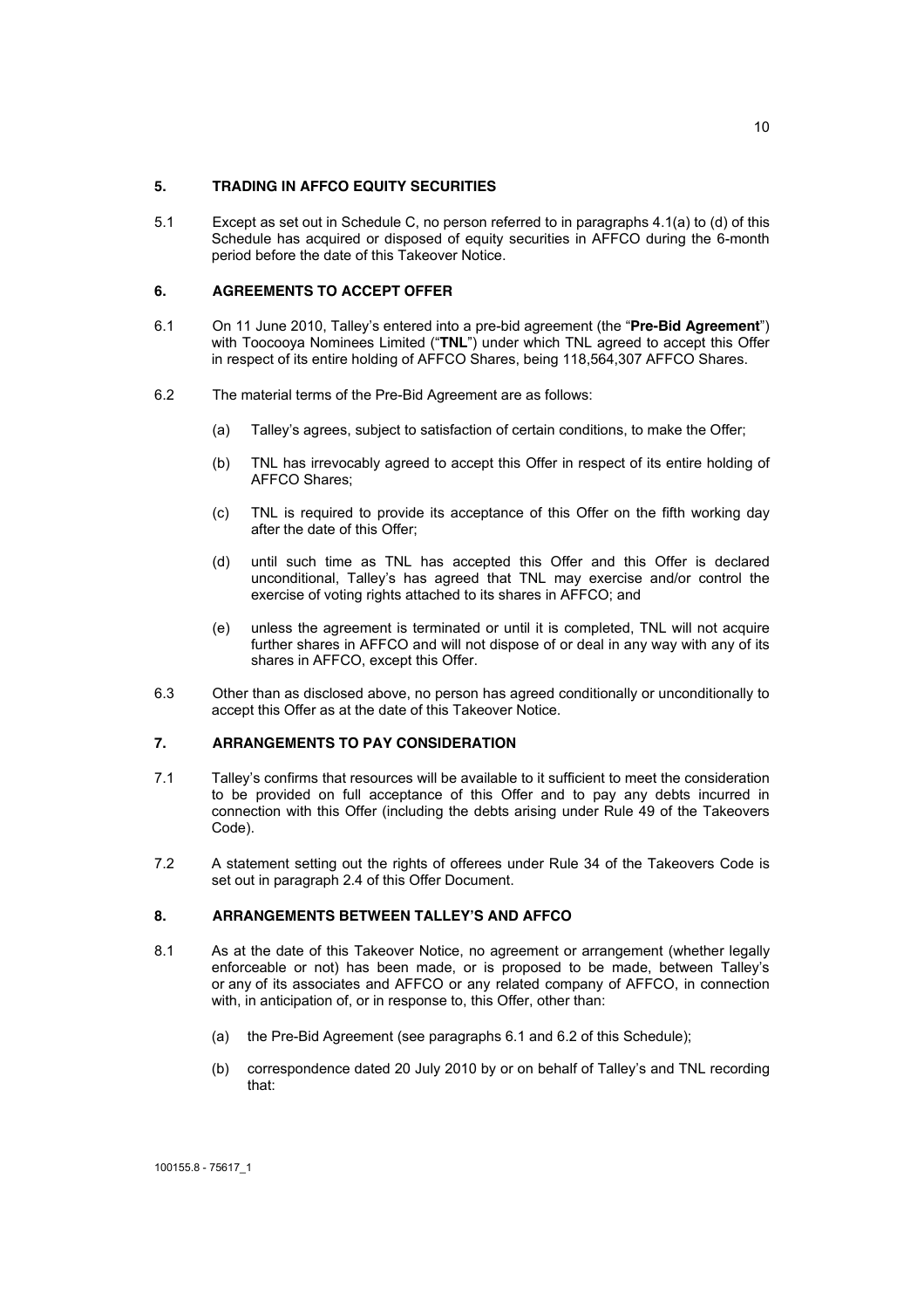## 5. TRADING IN AFFCO EQUITY SECURITIES

5.1 Except as set out in Schedule C, no person referred to in paragraphs 4.1(a) to (d) of this Schedule has acquired or disposed of equity securities in AFFCO during the 6-month period before the date of this Takeover Notice.

## 6. AGREEMENTS TO ACCEPT OFFER

6.1 On 11 June 2010, Talley's entered into a pre-bid agreement (the "**Pre-Bid Agreement**") with Toocooya Nominees Limited ("**TNL**") under which TNL agreed to accept this Offer in respect of its entire holding of AFFCO Shares, being 118,564,307 AFFCO Shares.

6.2 The material terms of the Pre-Bid Agreement are as follows:

(a) Talley's agrees, subject to satisfaction of certain conditions, to make the Offer;

(b) TNL has irrevocably agreed to accept this Offer in respect of its entire holding of AFFCO Shares;

(c) TNL is required to provide its acceptance of this Offer on the fifth working day after the date of this Offer;

(d) until such time as TNL has accepted this Offer and this Offer is declared unconditional, Talley's has agreed that TNL may exercise and/or control the exercise of voting rights attached to its shares in AFFCO; and

(e) unless the agreement is terminated or until it is completed, TNL will not acquire further shares in AFFCO and will not dispose of or deal in any way with any of its shares in AFFCO, except this Offer.

6.3 Other than as disclosed above, no person has agreed conditionally or unconditionally to accept this Offer as at the date of this Takeover Notice.

## 7. ARRANGEMENTS TO PAY CONSIDERATION

7.1 Talley's confirms that resources will be available to it sufficient to meet the consideration to be provided on full acceptance of this Offer and to pay any debts incurred in connection with this Offer (including the debts arising under Rule 49 of the Takeovers Code).

7.2 A statement setting out the rights of offerees under Rule 34 of the Takeovers Code is set out in paragraph 2.4 of this Offer Document.

## 8. ARRANGEMENTS BETWEEN TALLEY'S AND AFFCO

8.1 As at the date of this Takeover Notice, no agreement or arrangement (whether legally enforceable or not) has been made, or is proposed to be made, between Talley's or any of its associates and AFFCO or any related company of AFFCO, in connection with, in anticipation of, or in response to, this Offer, other than:

(a) the Pre-Bid Agreement (see paragraphs 6.1 and 6.2 of this Schedule);

(b) correspondence dated 20 July 2010 by or on behalf of Talley's and TNL recording that: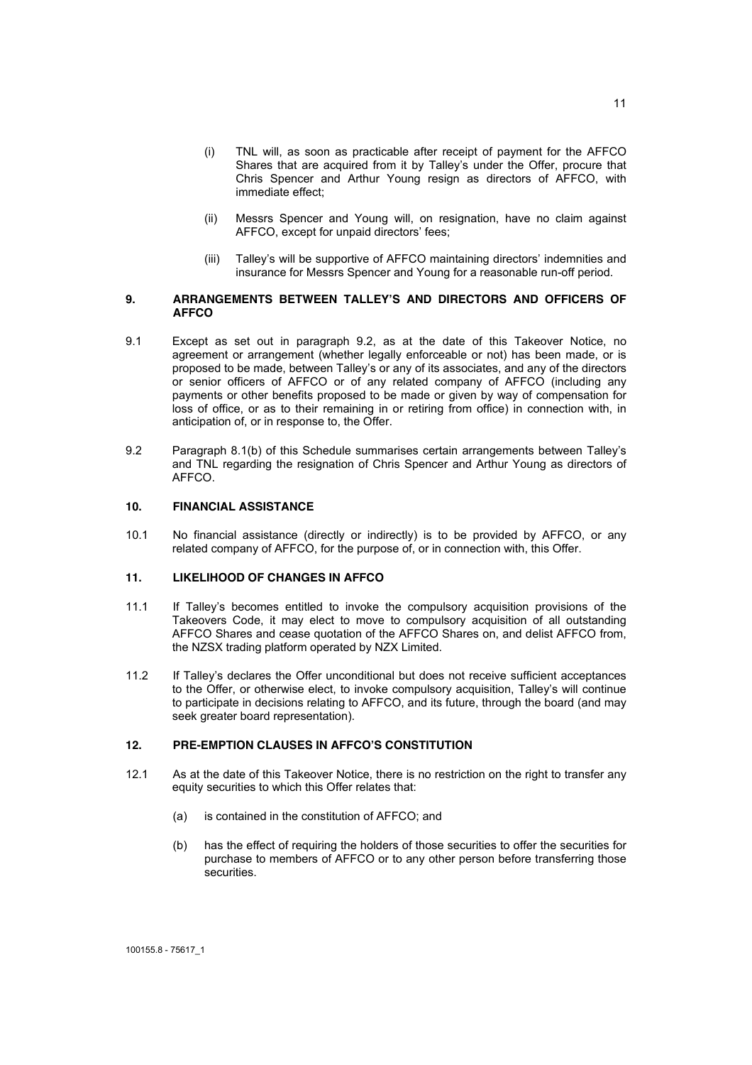(i) TNL will, as soon as practicable after receipt of payment for the AFFCO Shares that are acquired from it by Talley's under the Offer, procure that Chris Spencer and Arthur Young resign as directors of AFFCO, with immediate effect;

(ii) Messrs Spencer and Young will, on resignation, have no claim against AFFCO, except for unpaid directors' fees;

(iii) Talley's will be supportive of AFFCO maintaining directors' indemnities and insurance for Messrs Spencer and Young for a reasonable run-off period.

## 9. ARRANGEMENTS BETWEEN TALLEY'S AND DIRECTORS AND OFFICERS OF AFFCO

9.1 Except as set out in paragraph 9.2, as at the date of this Takeover Notice, no agreement or arrangement (whether legally enforceable or not) has been made, or is proposed to be made, between Talley's or any of its associates, and any of the directors or senior officers of AFFCO or of any related company of AFFCO (including any payments or other benefits proposed to be made or given by way of compensation for loss of office, or as to their remaining in or retiring from office) in connection with, in anticipation of, or in response to, the Offer.

9.2 Paragraph 8.1(b) of this Schedule summarises certain arrangements between Talley's and TNL regarding the resignation of Chris Spencer and Arthur Young as directors of AFFCO.

## 10. FINANCIAL ASSISTANCE

10.1 No financial assistance (directly or indirectly) is to be provided by AFFCO, or any related company of AFFCO, for the purpose of, or in connection with, this Offer.

## 11. LIKELIHOOD OF CHANGES IN AFFCO

11.1 If Talley's becomes entitled to invoke the compulsory acquisition provisions of the Takeovers Code, it may elect to move to compulsory acquisition of all outstanding AFFCO Shares and cease quotation of the AFFCO Shares on, and delist AFFCO from, the NZSX trading platform operated by NZX Limited.

11.2 If Talley's declares the Offer unconditional but does not receive sufficient acceptances to the Offer, or otherwise elect, to invoke compulsory acquisition, Talley's will continue to participate in decisions relating to AFFCO, and its future, through the board (and may seek greater board representation).

## 12. PRE-EMPTION CLAUSES IN AFFCO'S CONSTITUTION

12.1 As at the date of this Takeover Notice, there is no restriction on the right to transfer any equity securities to which this Offer relates that:

(a) is contained in the constitution of AFFCO; and

(b) has the effect of requiring the holders of those securities to offer the securities for purchase to members of AFFCO or to any other person before transferring those securities.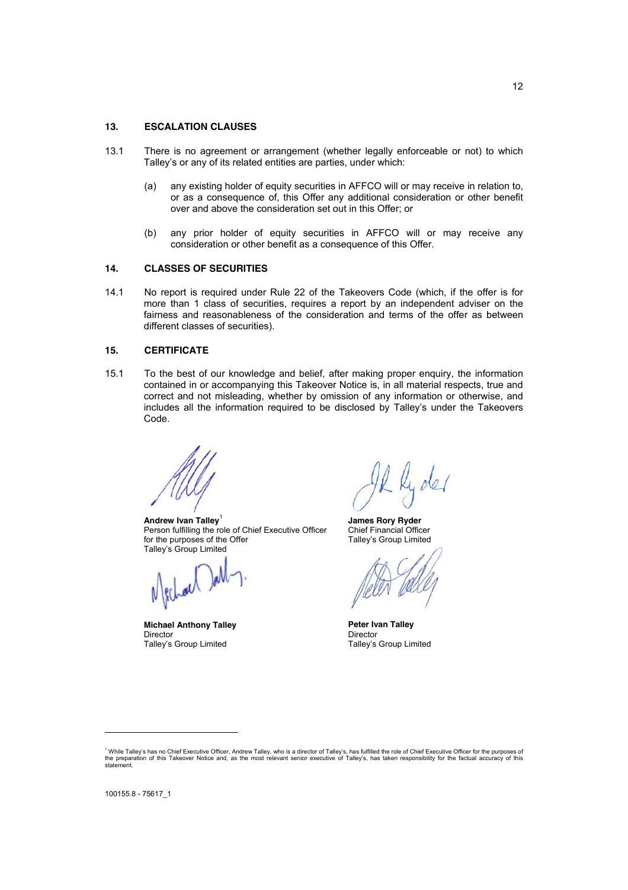## 13. ESCALATION CLAUSES

13.1 There is no agreement or arrangement (whether legally enforceable or not) to which Talley's or any of its related entities are parties, under which:

(a) any existing holder of equity securities in AFFCO will or may receive in relation to, or as a consequence of, this Offer any additional consideration or other benefit over and above the consideration set out in this Offer; or

(b) any prior holder of equity securities in AFFCO will or may receive any consideration or other benefit as a consequence of this Offer.

## 14. CLASSES OF SECURITIES

14.1 No report is required under Rule 22 of the Takeovers Code (which, if the offer is for more than 1 class of securities, requires a report by an independent adviser on the fairness and reasonableness of the consideration and terms of the offer as between different classes of securities).

## 15. CERTIFICATE

15.1 To the best of our knowledge and belief, after making proper enquiry, the information contained in or accompanying this Takeover Notice is, in all material respects, true and correct and not misleading, whether by omission of any information or otherwise, and includes all the information required to be disclosed by Talley's under the Takeovers Code.

**Andrew Ivan Talley**[1]
Person fulfilling the role of Chief Executive Officer for the purposes of the Offer
Talley's Group Limited

**James Rory Ryder**
Chief Financial Officer
Talley's Group Limited

**Michael Anthony Talley**
Director
Talley's Group Limited

**Peter Ivan Talley**
Director
Talley's Group Limited

---

[1] While Talley's has no Chief Executive Officer, Andrew Talley, who is a director of Talley's, has fulfilled the role of Chief Executive Officer for the purposes of the preparation of this Takeover Notice and, as the most relevant senior executive of Talley's, has taken responsibility for the factual accuracy of this statement.

100155.8 - 75617_1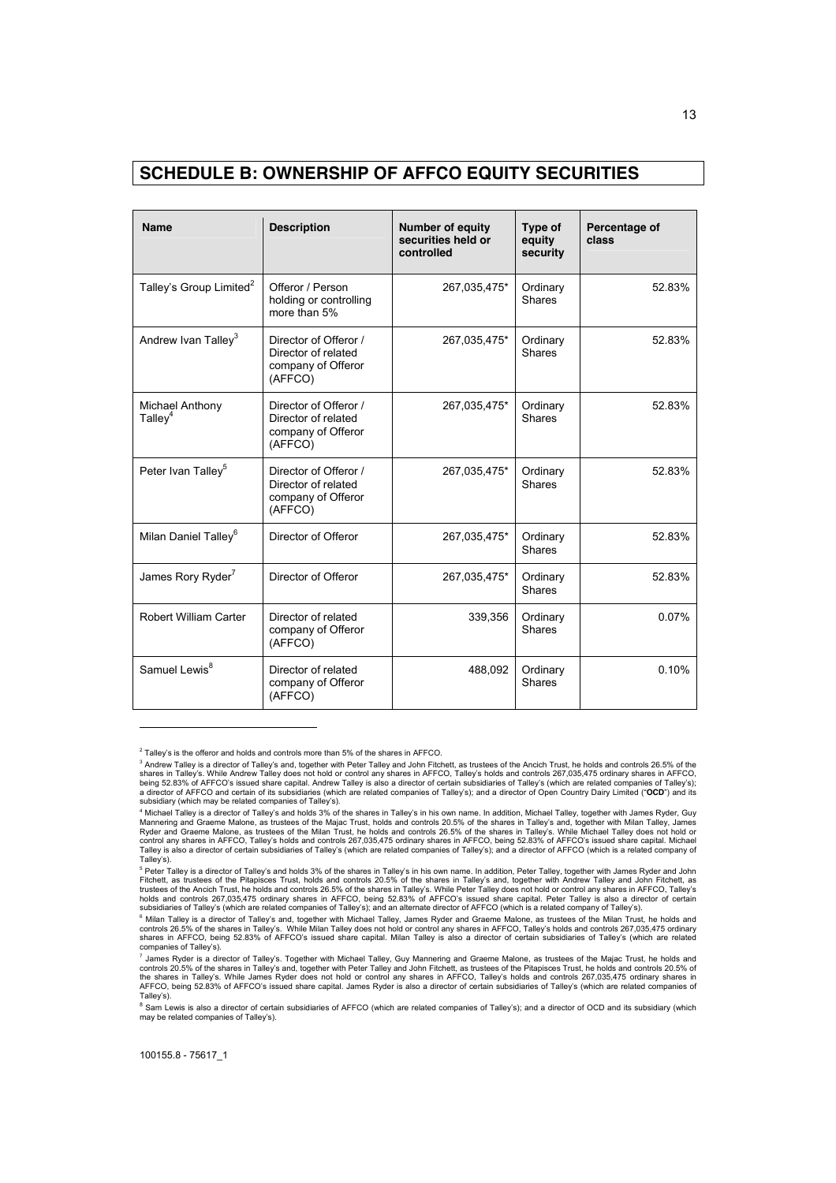## SCHEDULE B: OWNERSHIP OF AFFCO EQUITY SECURITIES

| Name | Description | Number of equity securities held or controlled | Type of equity security | Percentage of class |
|---|---|---|---|---|
| Talley's Group Limited[2] | Offeror / Person holding or controlling more than 5% | 267,035,475* | Ordinary Shares | 52.83% |
| Andrew Ivan Talley[3] | Director of Offeror / Director of related company of Offeror (AFFCO) | 267,035,475* | Ordinary Shares | 52.83% |
| Michael Anthony Talley[4] | Director of Offeror / Director of related company of Offeror (AFFCO) | 267,035,475* | Ordinary Shares | 52.83% |
| Peter Ivan Talley[5] | Director of Offeror / Director of related company of Offeror (AFFCO) | 267,035,475* | Ordinary Shares | 52.83% |
| Milan Daniel Talley[6] | Director of Offeror | 267,035,475* | Ordinary Shares | 52.83% |
| James Rory Ryder[7] | Director of Offeror | 267,035,475* | Ordinary Shares | 52.83% |
| Robert William Carter | Director of related company of Offeror (AFFCO) | 339,356 | Ordinary Shares | 0.07% |
| Samuel Lewis[8] | Director of related company of Offeror (AFFCO) | 488,092 | Ordinary Shares | 0.10% |

---

[2] Talley's is the offeror and holds and controls more than 5% of the shares in AFFCO.

[3] Andrew Talley is a director of Talley's and, together with Peter Talley and John Fitchett, as trustees of the Ancich Trust, he holds and controls 26.5% of the shares in Talley's. While Andrew Talley does not hold or control any shares in AFFCO, Talley's holds and controls 267,035,475 ordinary shares in AFFCO, being 52.83% of AFFCO's issued share capital. Andrew Talley is also a director of certain subsidiaries of Talley's (which are related companies of Talley's); a director of AFFCO and certain of its subsidiaries (which are related companies of Talley's); and a director of Open Country Dairy Limited ("**OCD**") and its subsidiary (which may be related companies of Talley's).

[4] Michael Talley is a director of Talley's and holds 3% of the shares in Talley's in his own name. In addition, Michael Talley, together with James Ryder, Guy Mannering and Graeme Malone, as trustees of the Majac Trust, holds and controls 20.5% of the shares in Talley's and, together with Milan Talley, James Ryder and Graeme Malone, as trustees of the Milan Trust, he holds and controls 26.5% of the shares in Talley's. While Michael Talley does not hold or control any shares in AFFCO, Talley's holds and controls 267,035,475 ordinary shares in AFFCO, being 52.83% of AFFCO's issued share capital. Michael Talley is also a director of certain subsidiaries of Talley's (which are related companies of Talley's); and a director of AFFCO (which is a related company of Talley's).

[5] Peter Talley is a director of Talley's and holds 3% of the shares in Talley's in his own name. In addition, Peter Talley, together with James Ryder and John Fitchett, as trustees of the Pitapisces Trust, holds and controls 20.5% of the shares in Talley's and, together with Andrew Talley and John Fitchett, as trustees of the Ancich Trust, he holds and controls 26.5% of the shares in Talley's. While Peter Talley does not hold or control any shares in AFFCO, Talley's holds and controls 267,035,475 ordinary shares in AFFCO, being 52.83% of AFFCO's issued share capital. Peter Talley is also a director of certain subsidiaries of Talley's (which are related companies of Talley's); and an alternate director of AFFCO (which is a related company of Talley's).

[6] Milan Talley is a director of Talley's and, together with Michael Talley, James Ryder and Graeme Malone, as trustees of the Milan Trust, he holds and controls 26.5% of the shares in Talley's. While Milan Talley does not hold or control any shares in AFFCO, Talley's holds and controls 267,035,475 ordinary shares in AFFCO, being 52.83% of AFFCO's issued share capital. Milan Talley is also a director of certain subsidiaries of Talley's (which are related companies of Talley's).

[7] James Ryder is a director of Talley's. Together with Michael Talley, Guy Mannering and Graeme Malone, as trustees of the Majac Trust, he holds and controls 20.5% of the shares in Talley's and, together with Peter Talley and John Fitchett, as trustees of the Pitapisces Trust, he holds and controls 20.5% of the shares in Talley's. While James Ryder does not hold or control any shares in AFFCO, Talley's holds and controls 267,035,475 ordinary shares in AFFCO, being 52.83% of AFFCO's issued share capital. James Ryder is also a director of certain subsidiaries of Talley's (which are related companies of Talley's).

[8] Sam Lewis is also a director of certain subsidiaries of AFFCO (which are related companies of Talley's); and a director of OCD and its subsidiary (which may be related companies of Talley's).

100155.8 - 75617_1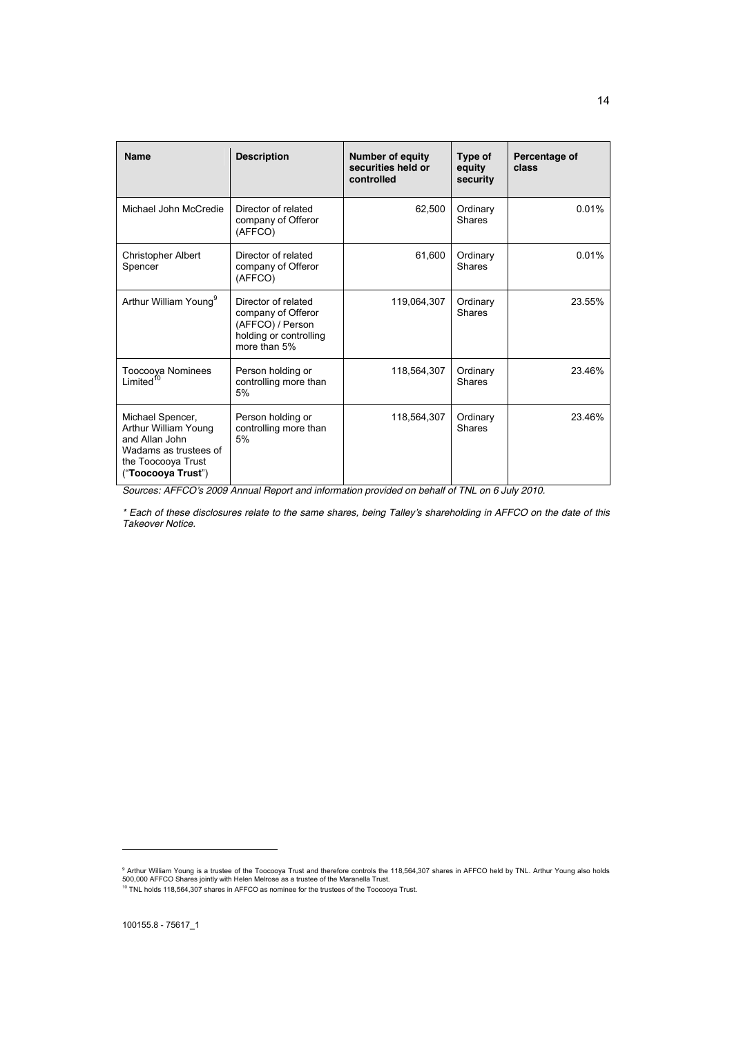| Name | Description | Number of equity securities held or controlled | Type of equity security | Percentage of class |
|---|---|---|---|---|
| Michael John McCredie | Director of related company of Offeror (AFFCO) | 62,500 | Ordinary Shares | 0.01% |
| Christopher Albert Spencer | Director of related company of Offeror (AFFCO) | 61,600 | Ordinary Shares | 0.01% |
| Arthur William Young[9] | Director of related company of Offeror (AFFCO) / Person holding or controlling more than 5% | 119,064,307 | Ordinary Shares | 23.55% |
| Toocooya Nominees Limited[10] | Person holding or controlling more than 5% | 118,564,307 | Ordinary Shares | 23.46% |
| Michael Spencer, Arthur William Young and Allan John Wadams as trustees of the Toocooya Trust ("**Toocooya Trust**") | Person holding or controlling more than 5% | 118,564,307 | Ordinary Shares | 23.46% |

*Sources: AFFCO's 2009 Annual Report and information provided on behalf of TNL on 6 July 2010.*

*\* Each of these disclosures relate to the same shares, being Talley's shareholding in AFFCO on the date of this Takeover Notice.*

[9] Arthur William Young is a trustee of the Toocooya Trust and therefore controls the 118,564,307 shares in AFFCO held by TNL. Arthur Young also holds 500,000 AFFCO Shares jointly with Helen Melrose as a trustee of the Maranella Trust.

[10] TNL holds 118,564,307 shares in AFFCO as nominee for the trustees of the Toocooya Trust.

100155.8 - 75617_1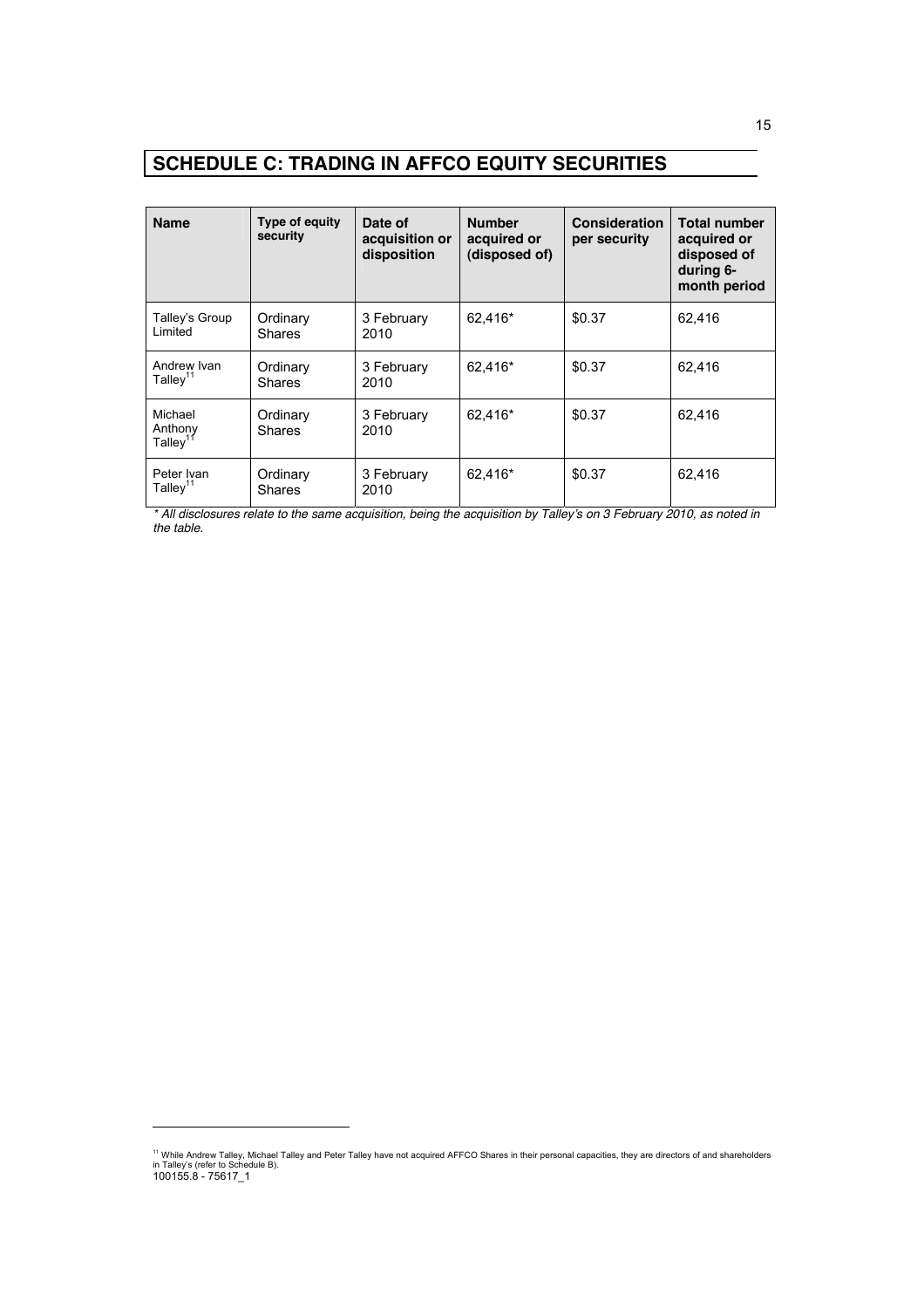# SCHEDULE C: TRADING IN AFFCO EQUITY SECURITIES

| Name | Type of equity security | Date of acquisition or disposition | Number acquired or (disposed of) | Consideration per security | Total number acquired or disposed of during 6-month period |
|---|---|---|---|---|---|
| Talley's Group Limited | Ordinary Shares | 3 February 2010 | 62,416* | $0.37 | 62,416 |
| Andrew Ivan Talley[11] | Ordinary Shares | 3 February 2010 | 62,416* | $0.37 | 62,416 |
| Michael Anthony Talley[11] | Ordinary Shares | 3 February 2010 | 62,416* | $0.37 | 62,416 |
| Peter Ivan Talley[11] | Ordinary Shares | 3 February 2010 | 62,416* | $0.37 | 62,416 |

*\* All disclosures relate to the same acquisition, being the acquisition by Talley's on 3 February 2010, as noted in the table.*

[11] While Andrew Talley, Michael Talley and Peter Talley have not acquired AFFCO Shares in their personal capacities, they are directors of and shareholders in Talley's (refer to Schedule B).

100155.8 - 75617_1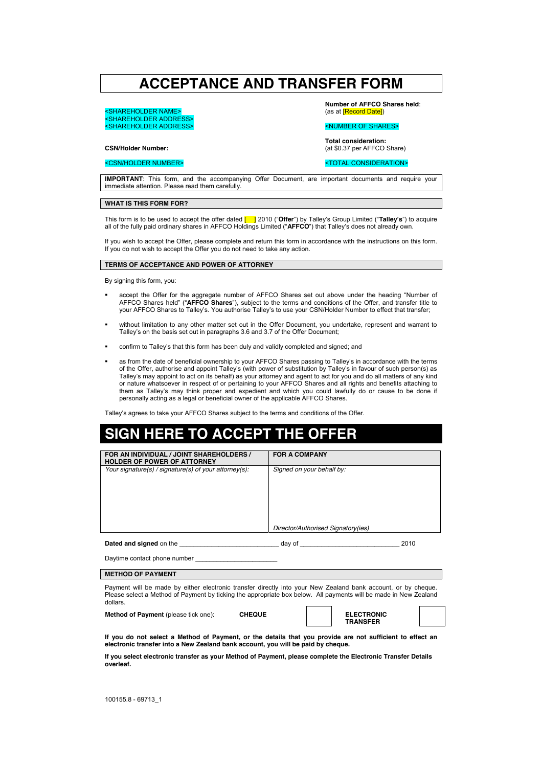# ACCEPTANCE AND TRANSFER FORM

<SHAREHOLDER NAME>
<SHAREHOLDER ADDRESS>
<SHAREHOLDER ADDRESS>

**Number of AFFCO Shares held**:
(as at [Record Date])

<NUMBER OF SHARES>

**CSN/Holder Number:**

<CSN/HOLDER NUMBER>

**Total consideration:**
(at $0.37 per AFFCO Share)

<TOTAL CONSIDERATION>

**IMPORTANT**: This form, and the accompanying Offer Document, are important documents and require your immediate attention. Please read them carefully.

## WHAT IS THIS FORM FOR?

This form is to be used to accept the offer dated [ ] 2010 ("**Offer**") by Talley's Group Limited ("**Talley's**") to acquire all of the fully paid ordinary shares in AFFCO Holdings Limited ("**AFFCO**") that Talley's does not already own.

If you wish to accept the Offer, please complete and return this form in accordance with the instructions on this form. If you do not wish to accept the Offer you do not need to take any action.

## TERMS OF ACCEPTANCE AND POWER OF ATTORNEY

By signing this form, you:

- accept the Offer for the aggregate number of AFFCO Shares set out above under the heading "Number of AFFCO Shares held" ("**AFFCO Shares**"), subject to the terms and conditions of the Offer, and transfer title to your AFFCO Shares to Talley's. You authorise Talley's to use your CSN/Holder Number to effect that transfer;
- without limitation to any other matter set out in the Offer Document, you undertake, represent and warrant to Talley's on the basis set out in paragraphs 3.6 and 3.7 of the Offer Document;
- confirm to Talley's that this form has been duly and validly completed and signed; and
- as from the date of beneficial ownership to your AFFCO Shares passing to Talley's in accordance with the terms of the Offer, authorise and appoint Talley's (with power of substitution by Talley's in favour of such person(s) as Talley's may appoint to act on its behalf) as your attorney and agent to act for you and do all matters of any kind or nature whatsoever in respect of or pertaining to your AFFCO Shares and all rights and benefits attaching to them as Talley's may think proper and expedient and which you could lawfully do or cause to be done if personally acting as a legal or beneficial owner of the applicable AFFCO Shares.

Talley's agrees to take your AFFCO Shares subject to the terms and conditions of the Offer.

# SIGN HERE TO ACCEPT THE OFFER

| FOR AN INDIVIDUAL / JOINT SHAREHOLDERS / HOLDER OF POWER OF ATTORNEY | FOR A COMPANY |
|---|---|
| *Your signature(s) / signature(s) of your attorney(s):* | *Signed on your behalf by:*<br><br><br><br>*Director/Authorised Signatory(ies)* |

**Dated and signed** on the ____________________________ day of ____________________________ 2010

Daytime contact phone number ______________________

## METHOD OF PAYMENT

Payment will be made by either electronic transfer directly into your New Zealand bank account, or by cheque. Please select a Method of Payment by ticking the appropriate box below. All payments will be made in New Zealand dollars.

**Method of Payment** (please tick one): **CHEQUE** ☐ **ELECTRONIC TRANSFER** ☐

**If you do not select a Method of Payment, or the details that you provide are not sufficient to effect an electronic transfer into a New Zealand bank account, you will be paid by cheque.**

**If you select electronic transfer as your Method of Payment, please complete the Electronic Transfer Details overleaf.**

100155.8 - 69713_1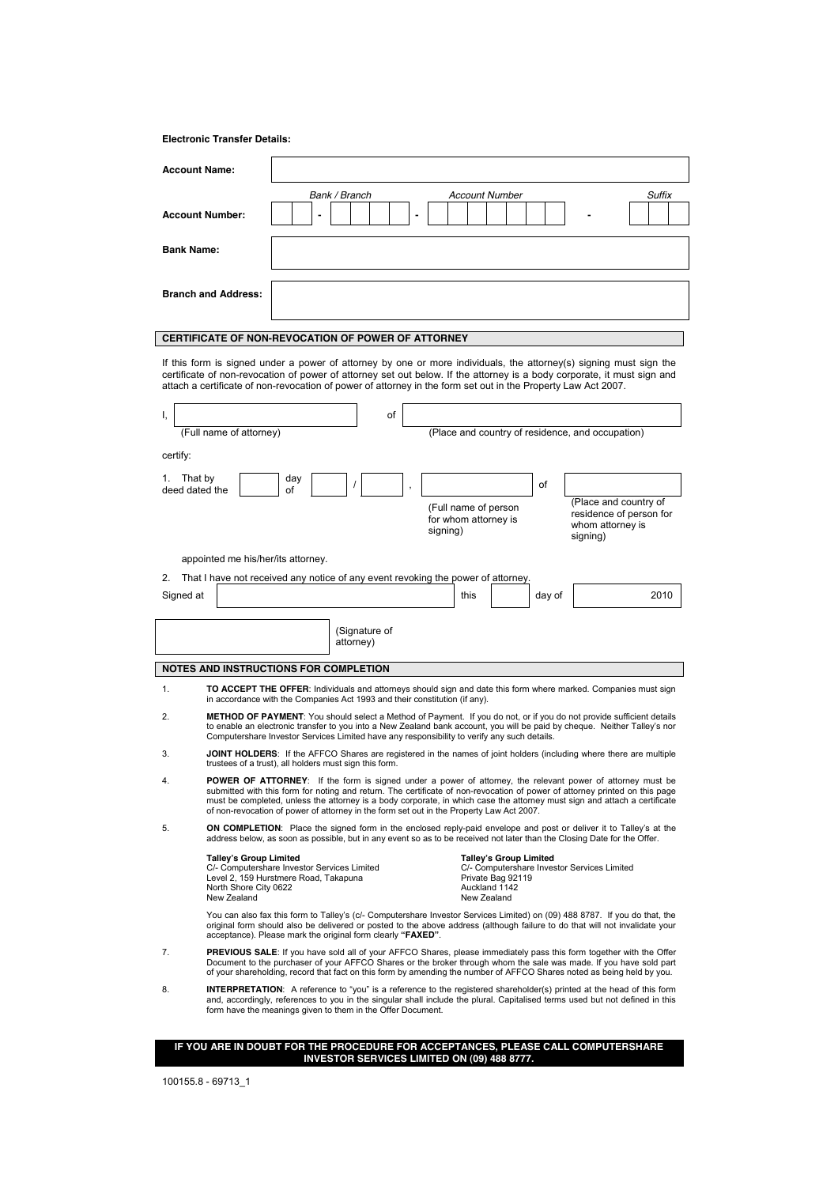**Electronic Transfer Details:**

| | |
|---|---|
| **Account Name:** | |
| **Account Number:** | *Bank / Branch* - - *Account Number* - *Suffix* |
| **Bank Name:** | |
| **Branch and Address:** | |

**CERTIFICATE OF NON-REVOCATION OF POWER OF ATTORNEY**

If this form is signed under a power of attorney by one or more individuals, the attorney(s) signing must sign the certificate of non-revocation of power of attorney set out below. If the attorney is a body corporate, it must sign and attach a certificate of non-revocation of power of attorney in the form set out in the Property Law Act 2007.

I, \_\_\_\_\_\_\_\_\_\_\_\_\_\_\_\_\_\_\_\_ of \_\_\_\_\_\_\_\_\_\_\_\_\_\_\_\_\_\_\_\_
(Full name of attorney) (Place and country of residence, and occupation)

certify:

1. That by deed dated the \_\_\_\_ day of \_\_\_\_ / \_\_\_\_ , \_\_\_\_\_\_\_\_\_\_ (Full name of person for whom attorney is signing) of \_\_\_\_\_\_\_\_\_\_ (Place and country of residence of person for whom attorney is signing)

   appointed me his/her/its attorney.

2. That I have not received any notice of any event revoking the power of attorney.

Signed at \_\_\_\_\_\_\_\_\_\_\_\_\_\_\_\_\_\_\_\_ this \_\_\_\_ day of \_\_\_\_\_\_\_\_ 2010

\_\_\_\_\_\_\_\_\_\_\_\_\_\_\_\_\_\_\_\_ (Signature of attorney)

**NOTES AND INSTRUCTIONS FOR COMPLETION**

1. **TO ACCEPT THE OFFER**: Individuals and attorneys should sign and date this form where marked. Companies must sign in accordance with the Companies Act 1993 and their constitution (if any).

2. **METHOD OF PAYMENT**: You should select a Method of Payment. If you do not, or if you do not provide sufficient details to enable an electronic transfer to you into a New Zealand bank account, you will be paid by cheque. Neither Talley's nor Computershare Investor Services Limited have any responsibility to verify any such details.

3. **JOINT HOLDERS**: If the AFFCO Shares are registered in the names of joint holders (including where there are multiple trustees of a trust), all holders must sign this form.

4. **POWER OF ATTORNEY**: If the form is signed under a power of attorney, the relevant power of attorney must be submitted with this form for noting and return. The certificate of non-revocation of power of attorney printed on this page must be completed, unless the attorney is a body corporate, in which case the attorney must sign and attach a certificate of non-revocation of power of attorney in the form set out in the Property Law Act 2007.

5. **ON COMPLETION**: Place the signed form in the enclosed reply-paid envelope and post or deliver it to Talley's at the address below, as soon as possible, but in any event so as to be received not later than the Closing Date for the Offer.

   **Talley's Group Limited**
   C/- Computershare Investor Services Limited
   Level 2, 159 Hurstmere Road, Takapuna
   North Shore City 0622
   New Zealand

   **Talley's Group Limited**
   C/- Computershare Investor Services Limited
   Private Bag 92119
   Auckland 1142
   New Zealand

   You can also fax this form to Talley's (c/- Computershare Investor Services Limited) on (09) 488 8787. If you do that, the original form should also be delivered or posted to the above address (although failure to do that will not invalidate your acceptance). Please mark the original form clearly **"FAXED"**.

7. **PREVIOUS SALE**: If you have sold all of your AFFCO Shares, please immediately pass this form together with the Offer Document to the purchaser of your AFFCO Shares or the broker through whom the sale was made. If you have sold part of your shareholding, record that fact on this form by amending the number of AFFCO Shares noted as being held by you.

8. **INTERPRETATION**: A reference to "you" is a reference to the registered shareholder(s) printed at the head of this form and, accordingly, references to you in the singular shall include the plural. Capitalised terms used but not defined in this form have the meanings given to them in the Offer Document.

**IF YOU ARE IN DOUBT FOR THE PROCEDURE FOR ACCEPTANCES, PLEASE CALL COMPUTERSHARE INVESTOR SERVICES LIMITED ON (09) 488 8777.**

100155.8 - 69713_1